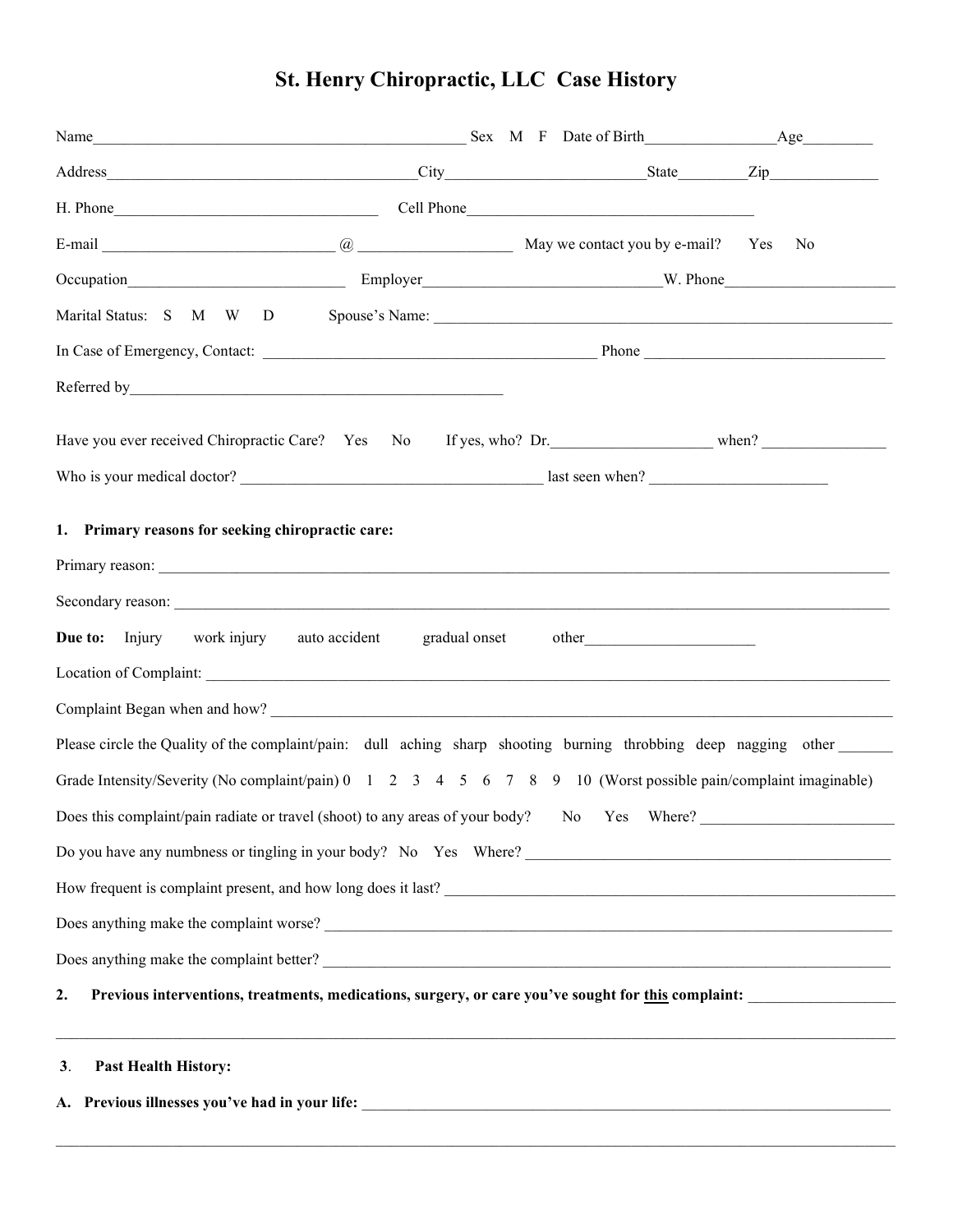# St. Henry Chiropractic, LLC Case History

Name_______________________________________________ Sex M F Date of Birth_________________Age_________

Address_______________________________________City_________________________State________Zip______________

H. Phone_________________________________ Cell Phone_____________________________________

E-mail _____________________________ @ ___________________ May we contact you by e-mail? Yes No

Occupation___________________________ Employer______________________________W. Phone______________________

Marital Status: S M W D Spouse's Name: ___________________________________________________________

In Case of Emergency, Contact: __________________________________________ Phone ______________________________

Referred by_______________________________________________

Have you ever received Chiropractic Care? Yes No If yes, who? Dr.____________________ when? ________________

Who is your medical doctor? ______________________________________ last seen when? ______________________

**1. Primary reasons for seeking chiropractic care:**

Primary reason: ________________________________________________________________________________________________

Secondary reason: ______________________________________________________________________________________________

**Due to:** Injury work injury auto accident gradual onset other_____________________

Location of Complaint: __________________________________________________________________________________________

Complaint Began when and how? ___________________________________________________________________________________

Please circle the Quality of the complaint/pain: dull aching sharp shooting burning throbbing deep nagging other _______

Grade Intensity/Severity (No complaint/pain) 0 1 2 3 4 5 6 7 8 9 10 (Worst possible pain/complaint imaginable)

Does this complaint/pain radiate or travel (shoot) to any areas of your body? No Yes Where? ________________________

Do you have any numbness or tingling in your body? No Yes Where? _______________________________________________

How frequent is complaint present, and how long does it last? __________________________________________________

Does anything make the complaint worse? _____________________________________________________________________

Does anything make the complaint better? ____________________________________________________________________

**2. Previous interventions, treatments, medications, surgery, or care you've sought for this complaint:** ___________________

______________________________________________________________________________________________________________

**3. Past Health History:**

**A. Previous illnesses you've had in your life:** _____________________________________________________________________

______________________________________________________________________________________________________________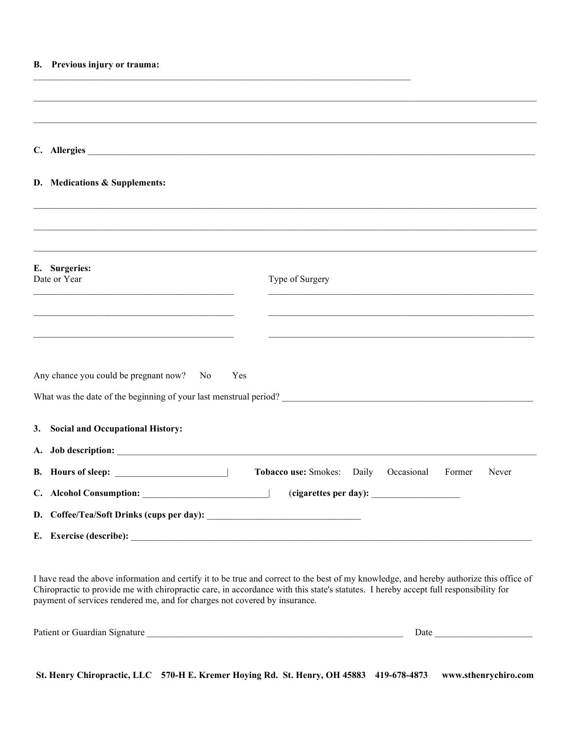**B. Previous injury or trauma:** ______________________________________________

______________________________________________

______________________________________________

**C. Allergies** ______________________________________________

**D. Medications & Supplements:**

______________________________________________

______________________________________________

______________________________________________

**E. Surgeries:**

| Date or Year | Type of Surgery |
|---|---|
| ____________________ | ____________________ |
| ____________________ | ____________________ |
| ____________________ | ____________________ |

Any chance you could be pregnant now? No Yes

What was the date of the beginning of your last menstrual period? ______________________________

**3. Social and Occupational History:**

**A. Job description:** ______________________________________________

**B. Hours of sleep:** ____________________ | **Tobacco use:** Smokes: Daily Occasional Former Never

**C. Alcohol Consumption:** ____________________ | (**cigarettes per day):** ____________________

**D. Coffee/Tea/Soft Drinks (cups per day):** ____________________

**E. Exercise (describe):** ______________________________________________

I have read the above information and certify it to be true and correct to the best of my knowledge, and hereby authorize this office of Chiropractic to provide me with chiropractic care, in accordance with this state's statutes. I hereby accept full responsibility for payment of services rendered me, and for charges not covered by insurance.

Patient or Guardian Signature ______________________________ Date ____________________

**St. Henry Chiropractic, LLC 570-H E. Kremer Hoying Rd. St. Henry, OH 45883 419-678-4873 www.sthenrychiro.com**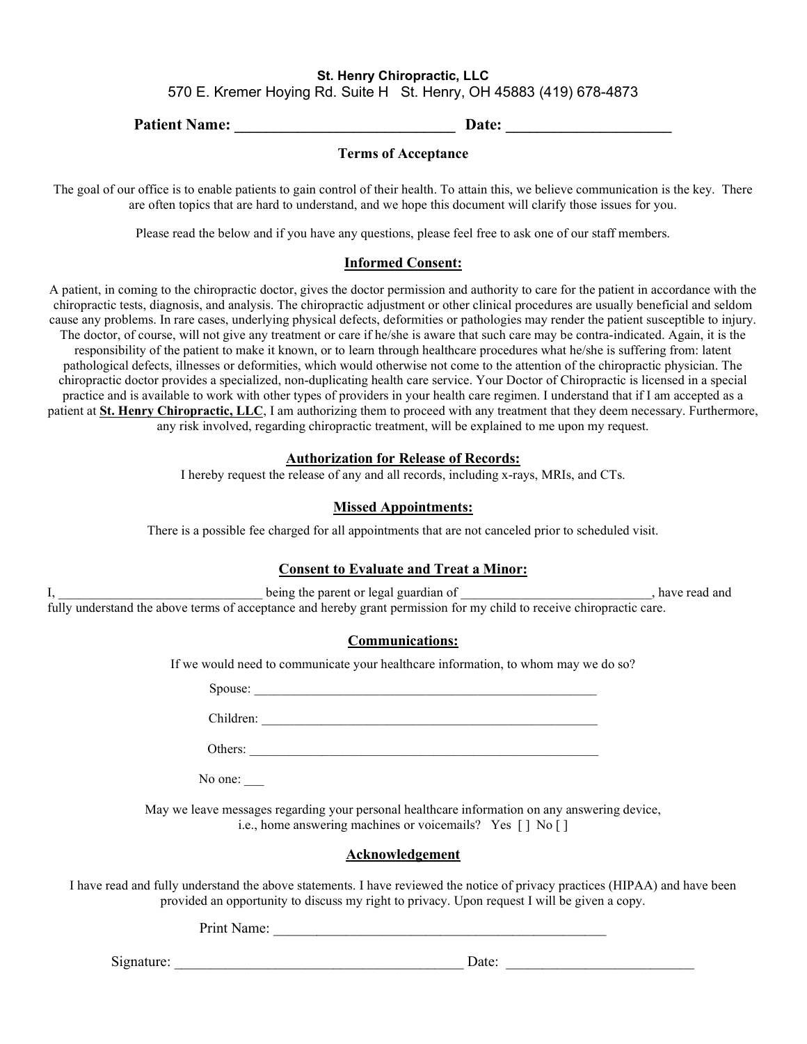**St. Henry Chiropractic, LLC**
570 E. Kremer Hoying Rd. Suite H St. Henry, OH 45883 (419) 678-4873

**Patient Name: ____________________________ Date: _____________________**

### Terms of Acceptance

The goal of our office is to enable patients to gain control of their health. To attain this, we believe communication is the key. There are often topics that are hard to understand, and we hope this document will clarify those issues for you.

Please read the below and if you have any questions, please feel free to ask one of our staff members.

### Informed Consent:

A patient, in coming to the chiropractic doctor, gives the doctor permission and authority to care for the patient in accordance with the chiropractic tests, diagnosis, and analysis. The chiropractic adjustment or other clinical procedures are usually beneficial and seldom cause any problems. In rare cases, underlying physical defects, deformities or pathologies may render the patient susceptible to injury. The doctor, of course, will not give any treatment or care if he/she is aware that such care may be contra-indicated. Again, it is the responsibility of the patient to make it known, or to learn through healthcare procedures what he/she is suffering from: latent pathological defects, illnesses or deformities, which would otherwise not come to the attention of the chiropractic physician. The chiropractic doctor provides a specialized, non-duplicating health care service. Your Doctor of Chiropractic is licensed in a special practice and is available to work with other types of providers in your health care regimen. I understand that if I am accepted as a patient at **St. Henry Chiropractic, LLC**, I am authorizing them to proceed with any treatment that they deem necessary. Furthermore, any risk involved, regarding chiropractic treatment, will be explained to me upon my request.

### Authorization for Release of Records:

I hereby request the release of any and all records, including x-rays, MRIs, and CTs.

### Missed Appointments:

There is a possible fee charged for all appointments that are not canceled prior to scheduled visit.

### Consent to Evaluate and Treat a Minor:

I, _______________________________ being the parent or legal guardian of _____________________________, have read and fully understand the above terms of acceptance and hereby grant permission for my child to receive chiropractic care.

### Communications:

If we would need to communicate your healthcare information, to whom may we do so?

Spouse: ______________________________________________________

Children: _____________________________________________________

Others: ______________________________________________________

No one: ___

May we leave messages regarding your personal healthcare information on any answering device, i.e., home answering machines or voicemails? Yes [ ] No [ ]

### Acknowledgement

I have read and fully understand the above statements. I have reviewed the notice of privacy practices (HIPAA) and have been provided an opportunity to discuss my right to privacy. Upon request I will be given a copy.

Print Name: _________________________________________________

Signature: ________________________________________ Date: __________________________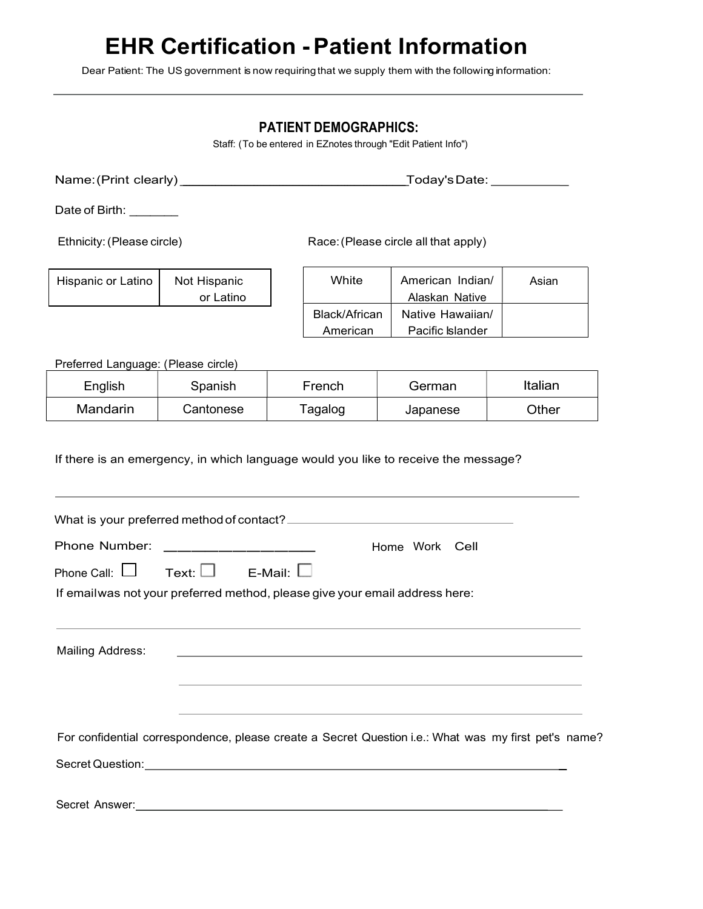# EHR Certification - Patient Information

Dear Patient: The US government is now requiring that we supply them with the following information:

---

## PATIENT DEMOGRAPHICS:

Staff: (To be entered in EZnotes through "Edit Patient Info")

Name: (Print clearly) ______________________________ Today's Date: __________

Date of Birth: _______

Ethnicity: (Please circle)

| | |
|---|---|
| Hispanic or Latino | Not Hispanic or Latino |

Race: (Please circle all that apply)

| | | |
|---|---|---|
| White | American Indian/ Alaskan Native | Asian |
| Black/African American | Native Hawaiian/ Pacific Islander | |

Preferred Language: (Please circle)

| | | | | |
|---|---|---|---|---|
| English | Spanish | French | German | Italian |
| Mandarin | Cantonese | Tagalog | Japanese | Other |

If there is an emergency, in which language would you like to receive the message?

______________________________________________________________________

What is your preferred method of contact? ______________________________

Phone Number: ____________________ Home Work Cell

Phone Call: ☐ Text: ☐ E-Mail: ☐

If email was not your preferred method, please give your email address here:

______________________________________________________________________

Mailing Address: ______________________________________________________

______________________________________________________

______________________________________________________

For confidential correspondence, please create a Secret Question i.e.: What was my first pet's name?

Secret Question: ______________________________________________________

Secret Answer: ______________________________________________________